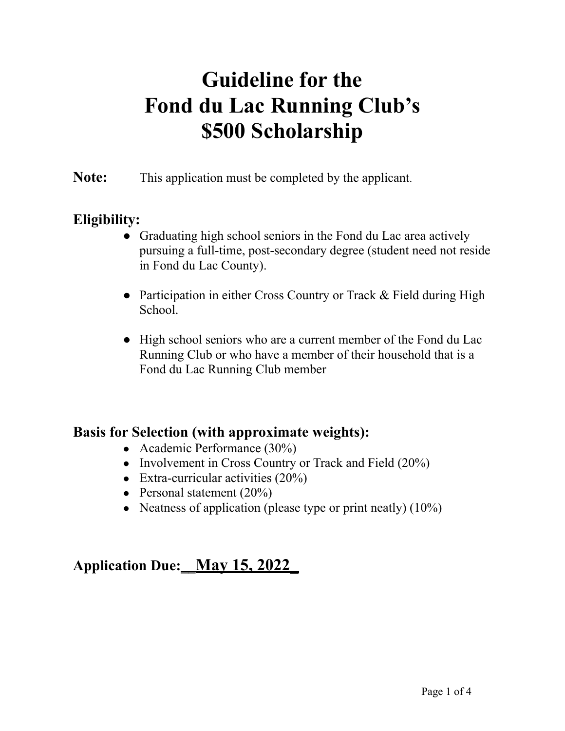# Guideline for the Fond du Lac Running Club's $500 Scholarship

**Note:** This application must be completed by the applicant.

## Eligibility:

- Graduating high school seniors in the Fond du Lac area actively pursuing a full-time, post-secondary degree (student need not reside in Fond du Lac County).

- Participation in either Cross Country or Track & Field during High School.

- High school seniors who are a current member of the Fond du Lac Running Club or who have a member of their household that is a Fond du Lac Running Club member

## Basis for Selection (with approximate weights):

- Academic Performance (30%)
- Involvement in Cross Country or Track and Field (20%)
- Extra-curricular activities (20%)
- Personal statement (20%)
- Neatness of application (please type or print neatly) (10%)

## Application Due: __May 15, 2022_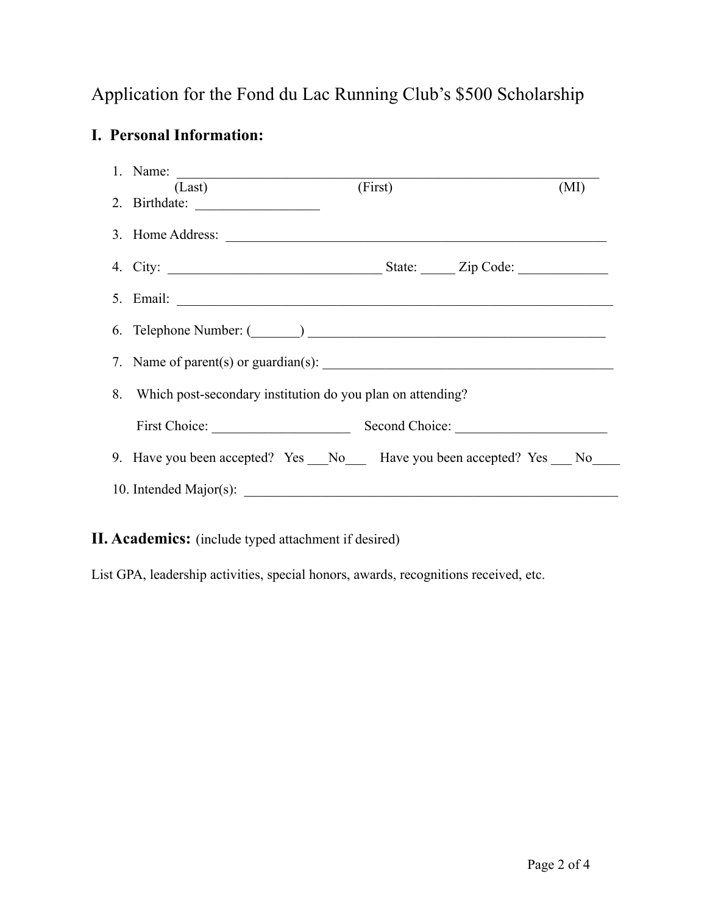# Application for the Fond du Lac Running Club's $500 Scholarship

## I. Personal Information:

1. Name: ______________________________________________________________
   (Last) (First) (MI)
2. Birthdate: __________________
3. Home Address: ________________________________________________________
4. City: _______________________________ State: _____ Zip Code: _____________
5. Email: ______________________________________________________________
6. Telephone Number: (_______) ___________________________________________
7. Name of parent(s) or guardian(s): ________________________________________
8. Which post-secondary institution do you plan on attending?

   First Choice: ____________________ Second Choice: ______________________
9. Have you been accepted? Yes ___No___ Have you been accepted? Yes ___ No____
10. Intended Major(s): _______________________________________________________

## II. Academics: (include typed attachment if desired)

List GPA, leadership activities, special honors, awards, recognitions received, etc.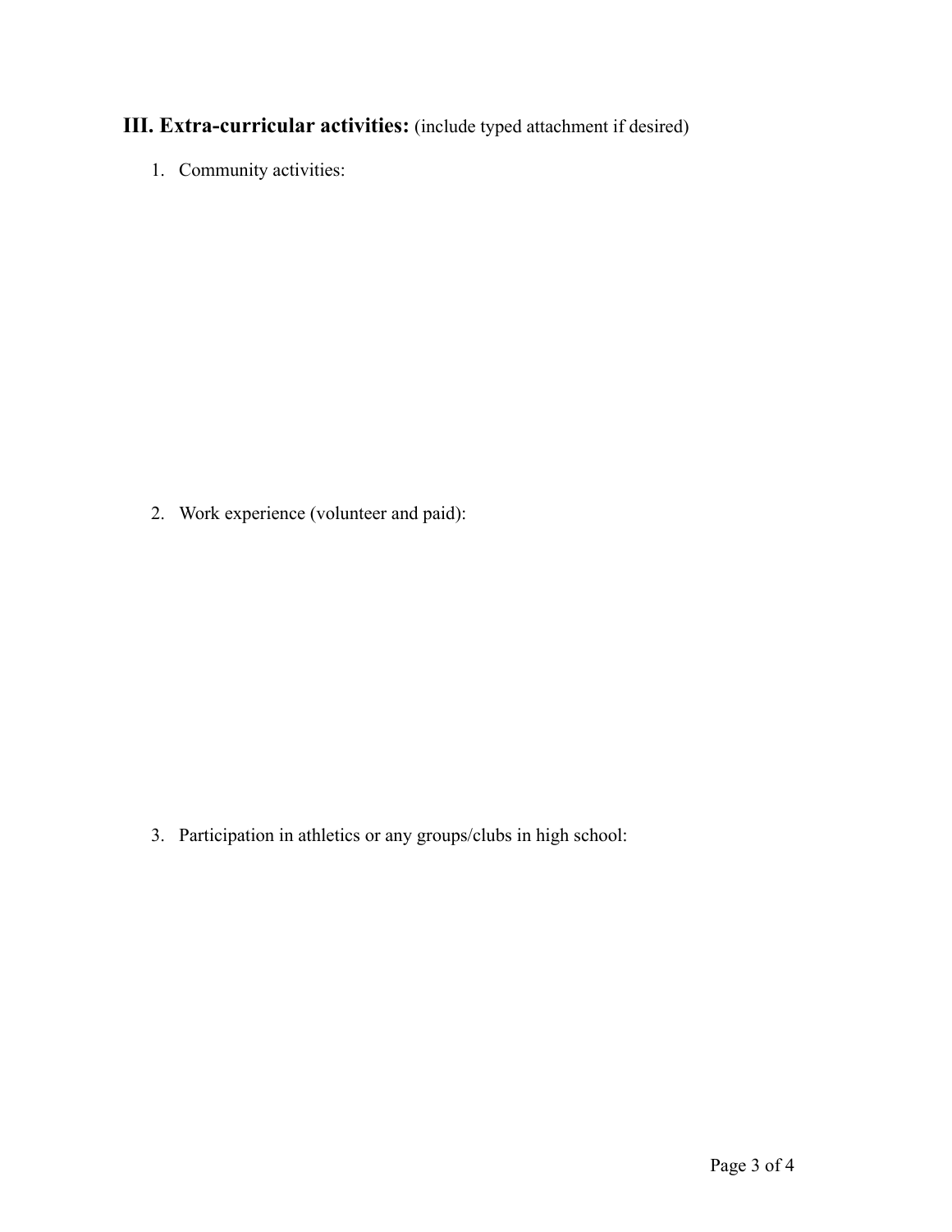## III. Extra-curricular activities: (include typed attachment if desired)

1. Community activities:

2. Work experience (volunteer and paid):

3. Participation in athletics or any groups/clubs in high school: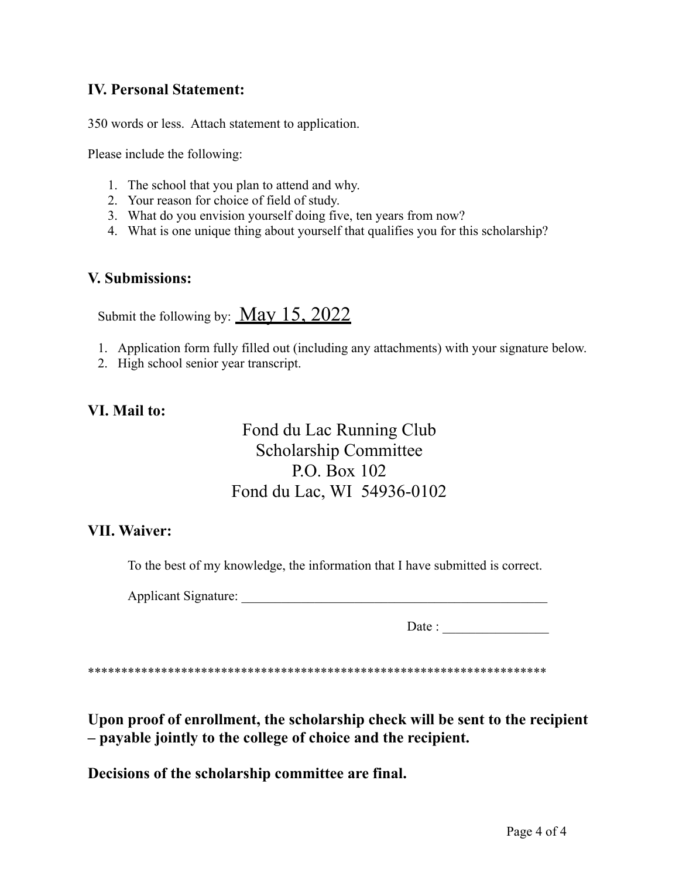## IV. Personal Statement:

350 words or less. Attach statement to application.

Please include the following:

1. The school that you plan to attend and why.
2. Your reason for choice of field of study.
3. What do you envision yourself doing five, ten years from now?
4. What is one unique thing about yourself that qualifies you for this scholarship?

## V. Submissions:

Submit the following by: May 15, 2022

1. Application form fully filled out (including any attachments) with your signature below.
2. High school senior year transcript.

## VI. Mail to:

Fond du Lac Running Club
Scholarship Committee
P.O. Box 102
Fond du Lac, WI 54936-0102

## VII. Waiver:

To the best of my knowledge, the information that I have submitted is correct.

Applicant Signature: ________________________________________________

Date : ________________

**********************************************************************

**Upon proof of enrollment, the scholarship check will be sent to the recipient – payable jointly to the college of choice and the recipient.**

**Decisions of the scholarship committee are final.**